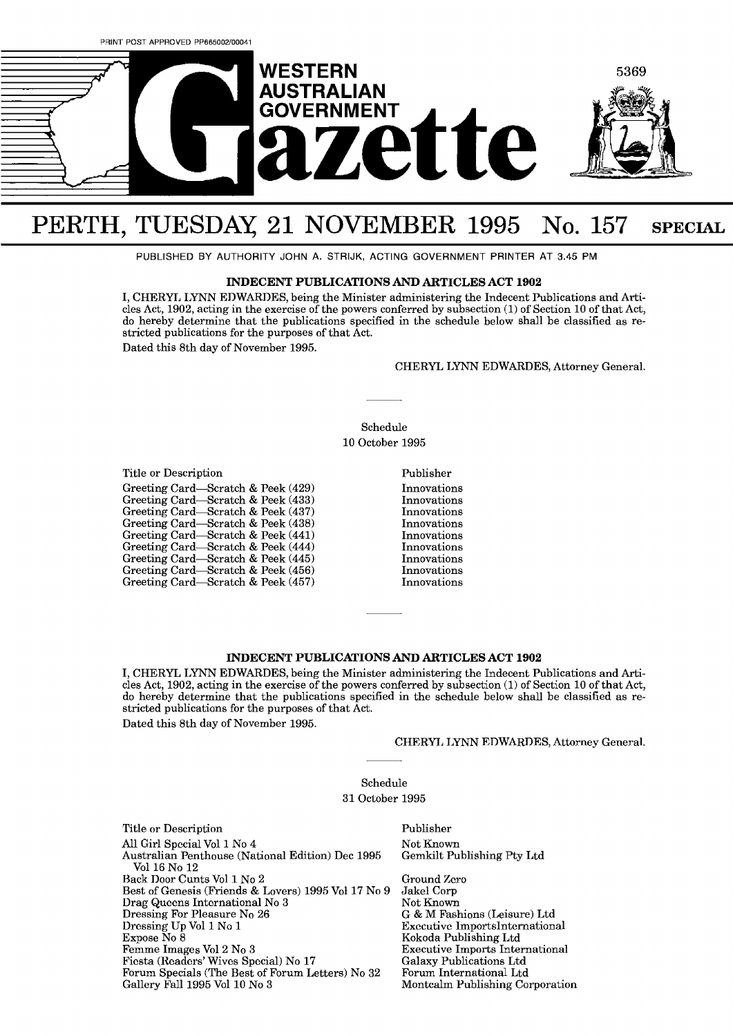PRINT POST APPROVED PP665002/00041

# WESTERN AUSTRALIAN GOVERNMENT Gazette

# PERTH, TUESDAY, 21 NOVEMBER 1995 No. 157 SPECIAL

PUBLISHED BY AUTHORITY JOHN A. STRIJK, ACTING GOVERNMENT PRINTER AT 3.45 PM

## INDECENT PUBLICATIONS AND ARTICLES ACT 1902

I, CHERYL LYNN EDWARDES, being the Minister administering the Indecent Publications and Articles Act, 1902, acting in the exercise of the powers conferred by subsection (1) of Section 10 of that Act, do hereby determine that the publications specified in the schedule below shall be classified as restricted publications for the purposes of that Act.

Dated this 8th day of November 1995.

CHERYL LYNN EDWARDES, Attorney General.

---

Schedule

10 October 1995

| Title or Description | Publisher |
|---|---|
| Greeting Card—Scratch & Peek (429) | Innovations |
| Greeting Card—Scratch & Peek (433) | Innovations |
| Greeting Card—Scratch & Peek (437) | Innovations |
| Greeting Card—Scratch & Peek (438) | Innovations |
| Greeting Card—Scratch & Peek (441) | Innovations |
| Greeting Card—Scratch & Peek (444) | Innovations |
| Greeting Card—Scratch & Peek (445) | Innovations |
| Greeting Card—Scratch & Peek (456) | Innovations |
| Greeting Card—Scratch & Peek (457) | Innovations |

---

## INDECENT PUBLICATIONS AND ARTICLES ACT 1902

I, CHERYL LYNN EDWARDES, being the Minister administering the Indecent Publications and Articles Act, 1902, acting in the exercise of the powers conferred by subsection (1) of Section 10 of that Act, do hereby determine that the publications specified in the schedule below shall be classified as restricted publications for the purposes of that Act.

Dated this 8th day of November 1995.

CHERYL LYNN EDWARDES, Attorney General.

---

Schedule

31 October 1995

| Title or Description | Publisher |
|---|---|
| All Girl Special Vol 1 No 4 | Not Known |
| Australian Penthouse (National Edition) Dec 1995 Vol 16 No 12 | Gemkilt Publishing Pty Ltd |
| Back Door Cunts Vol 1 No 2 | Ground Zero |
| Best of Genesis (Friends & Lovers) 1995 Vol 17 No 9 | Jakel Corp |
| Drag Queens International No 3 | Not Known |
| Dressing For Pleasure No 26 | G & M Fashions (Leisure) Ltd |
| Dressing Up Vol 1 No 1 | Executive ImportsInternational |
| Expose No 8 | Kokoda Publishing Ltd |
| Femme Images Vol 2 No 3 | Executive Imports International |
| Fiesta (Readers' Wives Special) No 17 | Galaxy Publications Ltd |
| Forum Specials (The Best of Forum Letters) No 32 | Forum International Ltd |
| Gallery Fall 1995 Vol 10 No 3 | Montcalm Publishing Corporation |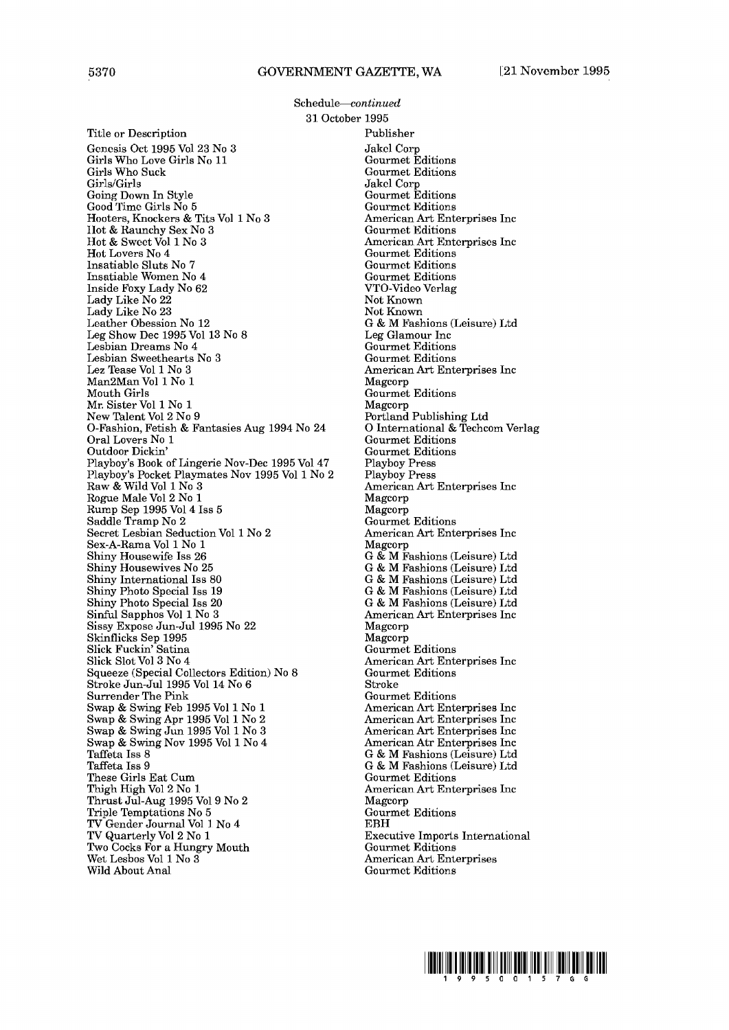Schedule—*continued*

31 October 1995

| Title or Description | Publisher |
|---|---|
| Genesis Oct 1995 Vol 23 No 3 | Jakel Corp |
| Girls Who Love Girls No 11 | Gourmet Editions |
| Girls Who Suck | Gourmet Editions |
| Girls/Girls | Jakel Corp |
| Going Down In Style | Gourmet Editions |
| Good Time Girls No 5 | Gourmet Editions |
| Hooters, Knockers & Tits Vol 1 No 3 | American Art Enterprises Inc |
| Hot & Raunchy Sex No 3 | Gourmet Editions |
| Hot & Sweet Vol 1 No 3 | American Art Enterprises Inc |
| Hot Lovers No 4 | Gourmet Editions |
| Insatiable Sluts No 7 | Gourmet Editions |
| Insatiable Women No 4 | Gourmet Editions |
| Inside Foxy Lady No 62 | VTO-Video Verlag |
| Lady Like No 22 | Not Known |
| Lady Like No 23 | Not Known |
| Leather Obession No 12 | G & M Fashions (Leisure) Ltd |
| Leg Show Dec 1995 Vol 13 No 8 | Leg Glamour Inc |
| Lesbian Dreams No 4 | Gourmet Editions |
| Lesbian Sweethearts No 3 | Gourmet Editions |
| Lez Tease Vol 1 No 3 | American Art Enterprises Inc |
| Man2Man Vol 1 No 1 | Magcorp |
| Mouth Girls | Gourmet Editions |
| Mr. Sister Vol 1 No 1 | Magcorp |
| New Talent Vol 2 No 9 | Portland Publishing Ltd |
| O-Fashion, Fetish & Fantasies Aug 1994 No 24 | O International & Techcom Verlag |
| Oral Lovers No 1 | Gourmet Editions |
| Outdoor Dickin' | Gourmet Editions |
| Playboy's Book of Lingerie Nov-Dec 1995 Vol 47 | Playboy Press |
| Playboy's Pocket Playmates Nov 1995 Vol 1 No 2 | Playboy Press |
| Raw & Wild Vol 1 No 3 | American Art Enterprises Inc |
| Rogue Male Vol 2 No 1 | Magcorp |
| Rump Sep 1995 Vol 4 Iss 5 | Magcorp |
| Saddle Tramp No 2 | Gourmet Editions |
| Secret Lesbian Seduction Vol 1 No 2 | American Art Enterprises Inc |
| Sex-A-Rama Vol 1 No 1 | Magcorp |
| Shiny Housewife Iss 26 | G & M Fashions (Leisure) Ltd |
| Shiny Housewives No 25 | G & M Fashions (Leisure) Ltd |
| Shiny International Iss 80 | G & M Fashions (Leisure) Ltd |
| Shiny Photo Special Iss 19 | G & M Fashions (Leisure) Ltd |
| Shiny Photo Special Iss 20 | G & M Fashions (Leisure) Ltd |
| Sinful Sapphos Vol 1 No 3 | American Art Enterprises Inc |
| Sissy Expose Jun-Jul 1995 No 22 | Magcorp |
| Skinflicks Sep 1995 | Magcorp |
| Slick Fuckin' Satina | Gourmet Editions |
| Slick Slot Vol 3 No 4 | American Art Enterprises Inc |
| Squeeze (Special Collectors Edition) No 8 | Gourmet Editions |
| Stroke Jun-Jul 1995 Vol 14 No 6 | Stroke |
| Surrender The Pink | Gourmet Editions |
| Swap & Swing Feb 1995 Vol 1 No 1 | American Art Enterprises Inc |
| Swap & Swing Apr 1995 Vol 1 No 2 | American Art Enterprises Inc |
| Swap & Swing Jun 1995 Vol 1 No 3 | American Art Enterprises Inc |
| Swap & Swing Nov 1995 Vol 1 No 4 | American Atr Enterprises Inc |
| Taffeta Iss 8 | G & M Fashions (Leisure) Ltd |
| Taffeta Iss 9 | G & M Fashions (Leisure) Ltd |
| These Girls Eat Cum | Gourmet Editions |
| Thigh High Vol 2 No 1 | American Art Enterprises Inc |
| Thrust Jul-Aug 1995 Vol 9 No 2 | Magcorp |
| Triple Temptations No 5 | Gourmet Editions |
| TV Gender Journal Vol 1 No 4 | EBH |
| TV Quarterly Vol 2 No 1 | Executive Imports International |
| Two Cocks For a Hungry Mouth | Gourmet Editions |
| Wet Lesbos Vol 1 No 3 | American Art Enterprises |
| Wild About Anal | Gourmet Editions |